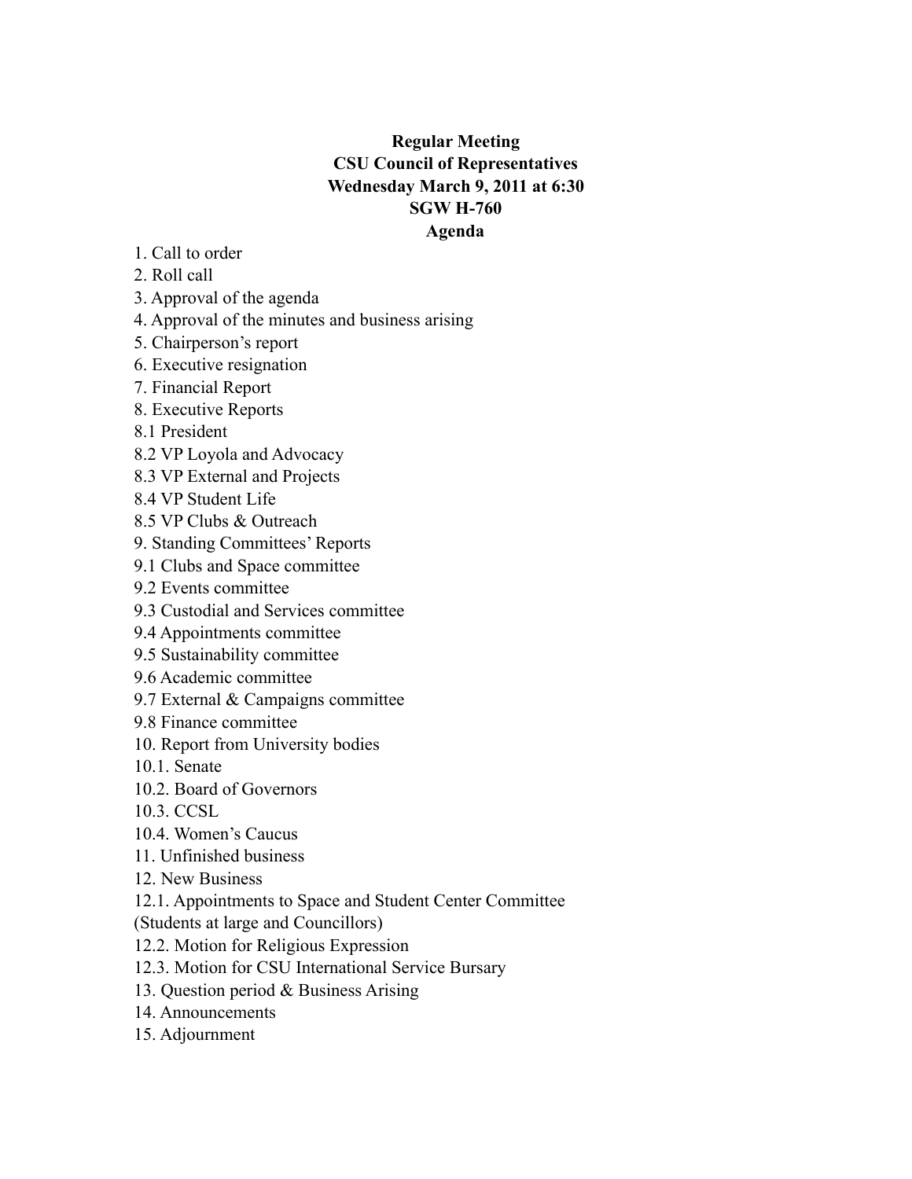**Regular Meeting**
**CSU Council of Representatives**
**Wednesday March 9, 2011 at 6:30**
**SGW H-760**
**Agenda**

1. Call to order
2. Roll call
3. Approval of the agenda
4. Approval of the minutes and business arising
5. Chairperson's report
6. Executive resignation
7. Financial Report
8. Executive Reports
8.1 President
8.2 VP Loyola and Advocacy
8.3 VP External and Projects
8.4 VP Student Life
8.5 VP Clubs & Outreach
9. Standing Committees' Reports
9.1 Clubs and Space committee
9.2 Events committee
9.3 Custodial and Services committee
9.4 Appointments committee
9.5 Sustainability committee
9.6 Academic committee
9.7 External & Campaigns committee
9.8 Finance committee
10. Report from University bodies
10.1. Senate
10.2. Board of Governors
10.3. CCSL
10.4. Women's Caucus
11. Unfinished business
12. New Business
12.1. Appointments to Space and Student Center Committee (Students at large and Councillors)
12.2. Motion for Religious Expression
12.3. Motion for CSU International Service Bursary
13. Question period & Business Arising
14. Announcements
15. Adjournment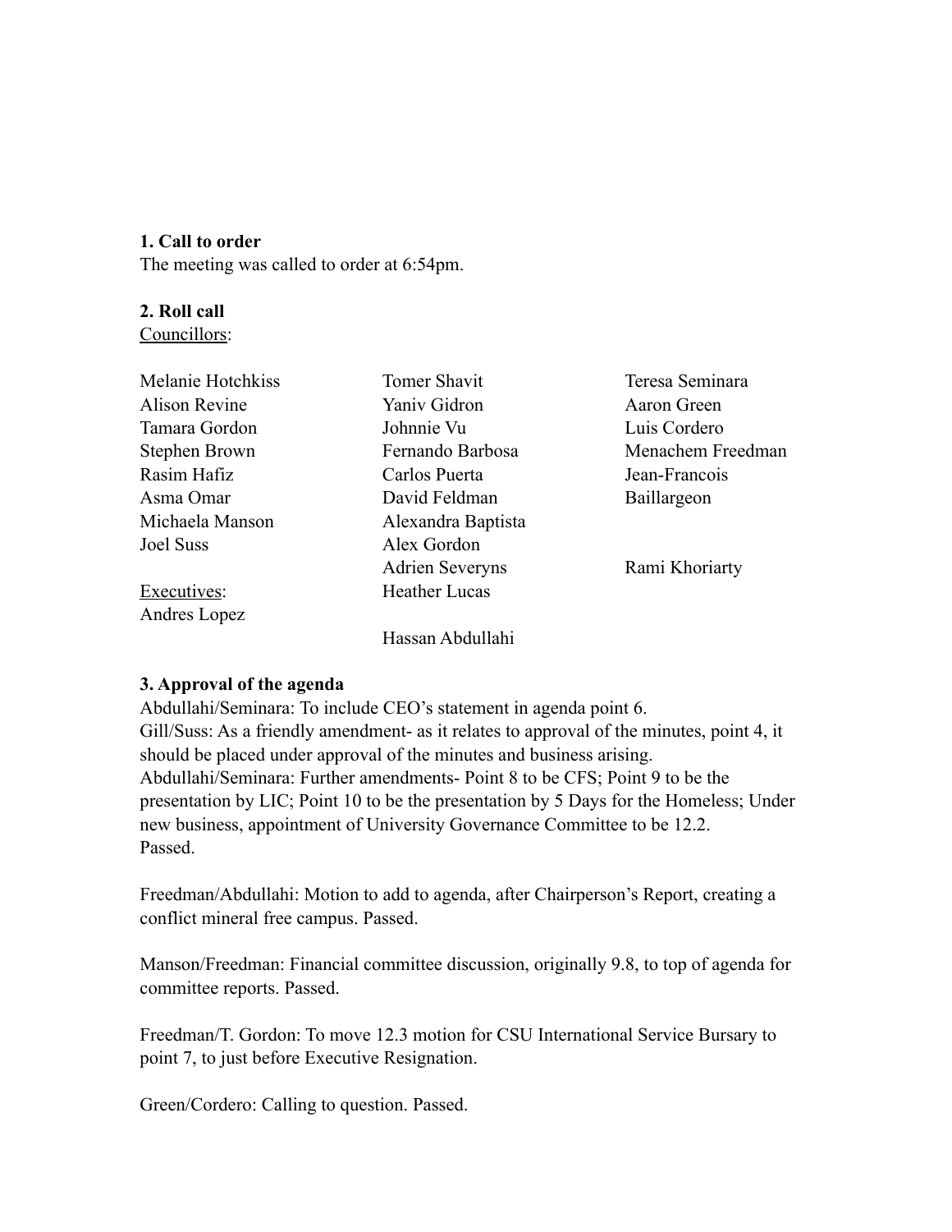**1. Call to order**

The meeting was called to order at 6:54pm.

**2. Roll call**

Councillors:

Melanie Hotchkiss
Alison Revine
Tamara Gordon
Stephen Brown
Rasim Hafiz
Asma Omar
Michaela Manson
Joel Suss
Tomer Shavit
Yaniv Gidron
Johnnie Vu
Fernando Barbosa
Carlos Puerta
David Feldman
Alexandra Baptista
Alex Gordon
Adrien Severyns
Heather Lucas
Teresa Seminara
Aaron Green
Luis Cordero
Menachem Freedman
Jean-Francois Baillargeon
Rami Khoriarty

Executives:

Andres Lopez
Hassan Abdullahi

**3. Approval of the agenda**

Abdullahi/Seminara: To include CEO's statement in agenda point 6.
Gill/Suss: As a friendly amendment- as it relates to approval of the minutes, point 4, it should be placed under approval of the minutes and business arising.
Abdullahi/Seminara: Further amendments- Point 8 to be CFS; Point 9 to be the presentation by LIC; Point 10 to be the presentation by 5 Days for the Homeless; Under new business, appointment of University Governance Committee to be 12.2.
Passed.

Freedman/Abdullahi: Motion to add to agenda, after Chairperson's Report, creating a conflict mineral free campus. Passed.

Manson/Freedman: Financial committee discussion, originally 9.8, to top of agenda for committee reports. Passed.

Freedman/T. Gordon: To move 12.3 motion for CSU International Service Bursary to point 7, to just before Executive Resignation.

Green/Cordero: Calling to question. Passed.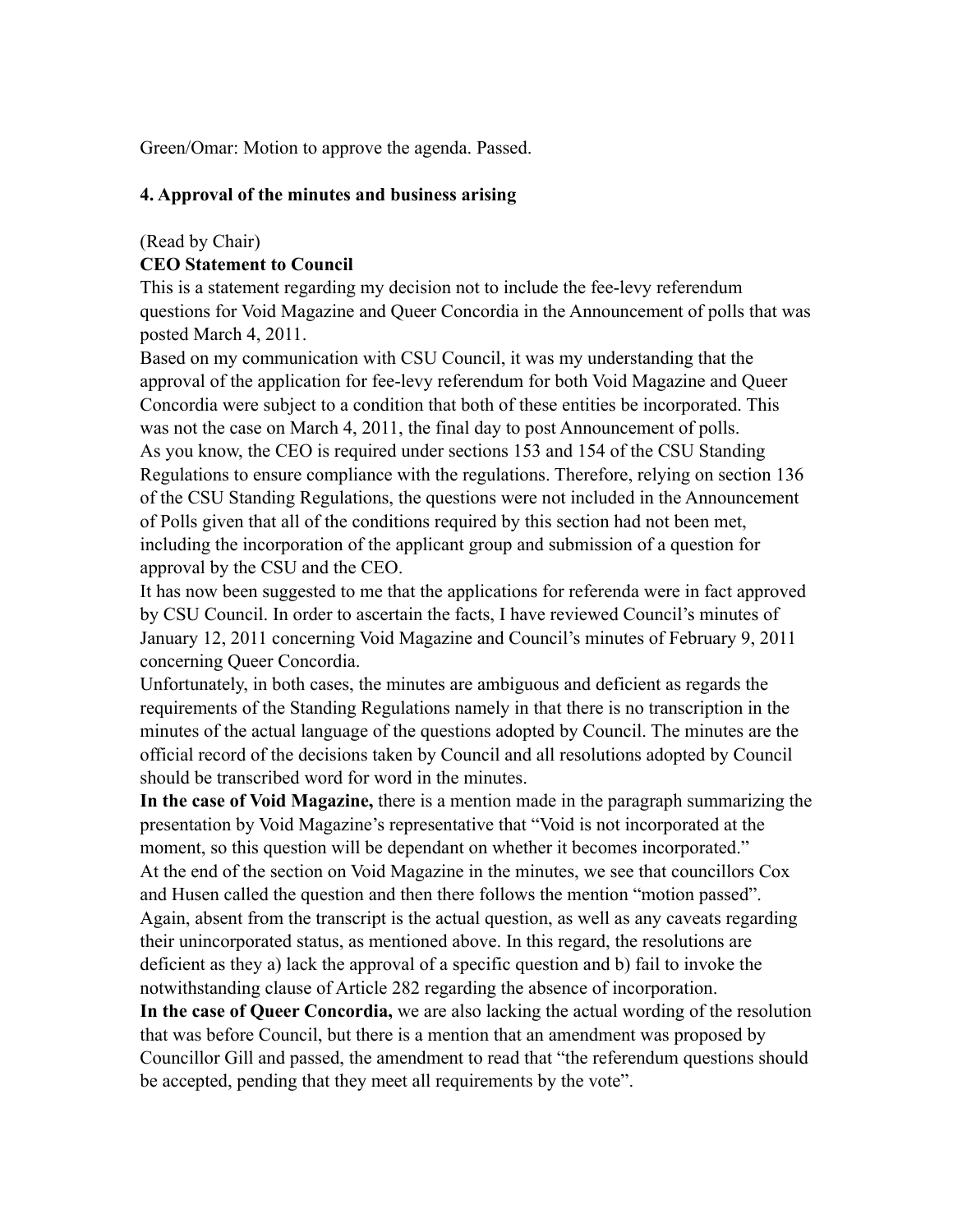Green/Omar: Motion to approve the agenda. Passed.

## 4. Approval of the minutes and business arising

(Read by Chair)

**CEO Statement to Council**

This is a statement regarding my decision not to include the fee-levy referendum questions for Void Magazine and Queer Concordia in the Announcement of polls that was posted March 4, 2011.

Based on my communication with CSU Council, it was my understanding that the approval of the application for fee-levy referendum for both Void Magazine and Queer Concordia were subject to a condition that both of these entities be incorporated. This was not the case on March 4, 2011, the final day to post Announcement of polls.

As you know, the CEO is required under sections 153 and 154 of the CSU Standing Regulations to ensure compliance with the regulations. Therefore, relying on section 136 of the CSU Standing Regulations, the questions were not included in the Announcement of Polls given that all of the conditions required by this section had not been met, including the incorporation of the applicant group and submission of a question for approval by the CSU and the CEO.

It has now been suggested to me that the applications for referenda were in fact approved by CSU Council. In order to ascertain the facts, I have reviewed Council's minutes of January 12, 2011 concerning Void Magazine and Council's minutes of February 9, 2011 concerning Queer Concordia.

Unfortunately, in both cases, the minutes are ambiguous and deficient as regards the requirements of the Standing Regulations namely in that there is no transcription in the minutes of the actual language of the questions adopted by Council. The minutes are the official record of the decisions taken by Council and all resolutions adopted by Council should be transcribed word for word in the minutes.

**In the case of Void Magazine,** there is a mention made in the paragraph summarizing the presentation by Void Magazine's representative that "Void is not incorporated at the moment, so this question will be dependant on whether it becomes incorporated."

At the end of the section on Void Magazine in the minutes, we see that councillors Cox and Husen called the question and then there follows the mention "motion passed". Again, absent from the transcript is the actual question, as well as any caveats regarding their unincorporated status, as mentioned above. In this regard, the resolutions are deficient as they a) lack the approval of a specific question and b) fail to invoke the notwithstanding clause of Article 282 regarding the absence of incorporation.

**In the case of Queer Concordia,** we are also lacking the actual wording of the resolution that was before Council, but there is a mention that an amendment was proposed by Councillor Gill and passed, the amendment to read that "the referendum questions should be accepted, pending that they meet all requirements by the vote".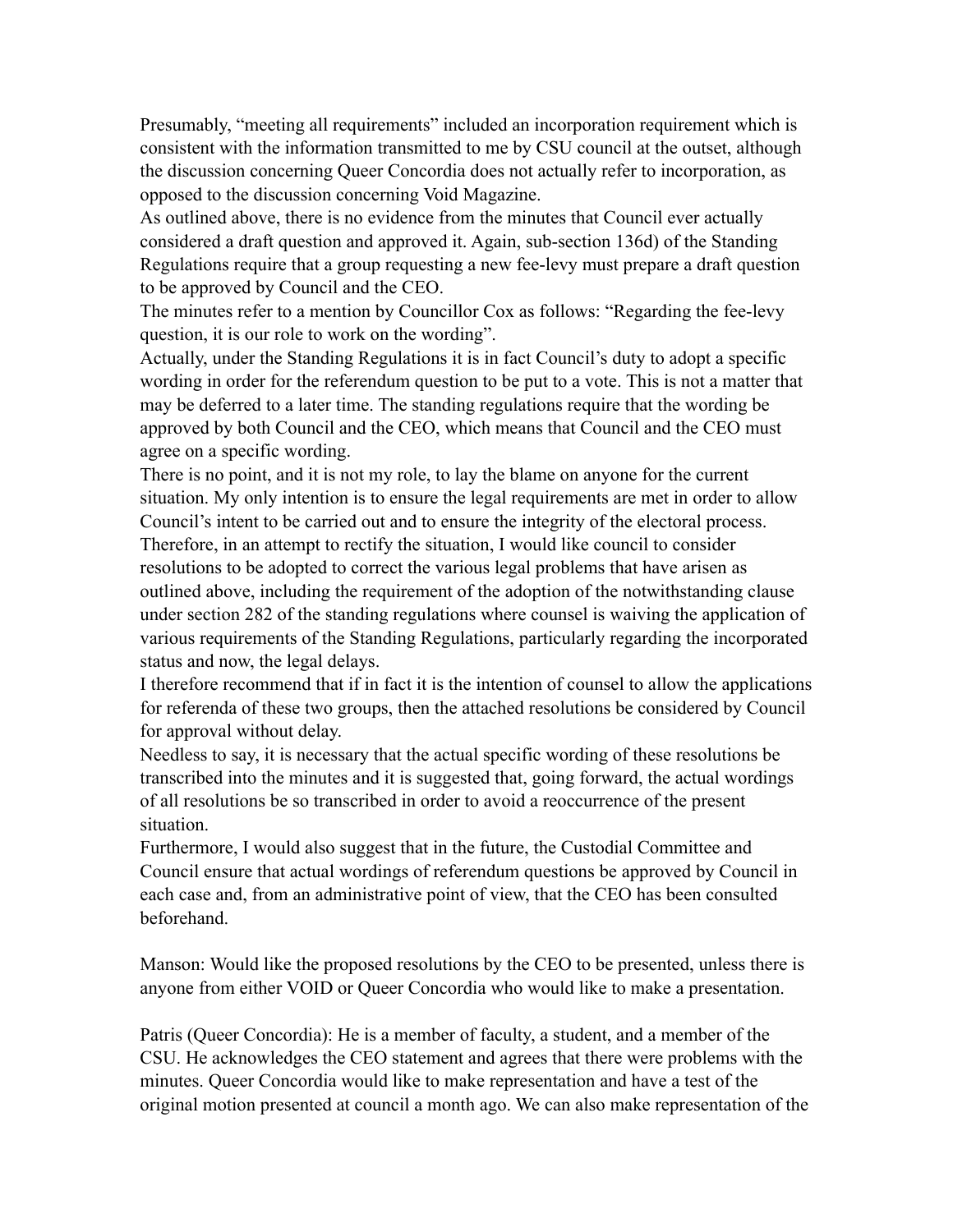Presumably, "meeting all requirements" included an incorporation requirement which is consistent with the information transmitted to me by CSU council at the outset, although the discussion concerning Queer Concordia does not actually refer to incorporation, as opposed to the discussion concerning Void Magazine.

As outlined above, there is no evidence from the minutes that Council ever actually considered a draft question and approved it. Again, sub-section 136d) of the Standing Regulations require that a group requesting a new fee-levy must prepare a draft question to be approved by Council and the CEO.

The minutes refer to a mention by Councillor Cox as follows: "Regarding the fee-levy question, it is our role to work on the wording".

Actually, under the Standing Regulations it is in fact Council's duty to adopt a specific wording in order for the referendum question to be put to a vote. This is not a matter that may be deferred to a later time. The standing regulations require that the wording be approved by both Council and the CEO, which means that Council and the CEO must agree on a specific wording.

There is no point, and it is not my role, to lay the blame on anyone for the current situation. My only intention is to ensure the legal requirements are met in order to allow Council's intent to be carried out and to ensure the integrity of the electoral process.

Therefore, in an attempt to rectify the situation, I would like council to consider resolutions to be adopted to correct the various legal problems that have arisen as outlined above, including the requirement of the adoption of the notwithstanding clause under section 282 of the standing regulations where counsel is waiving the application of various requirements of the Standing Regulations, particularly regarding the incorporated status and now, the legal delays.

I therefore recommend that if in fact it is the intention of counsel to allow the applications for referenda of these two groups, then the attached resolutions be considered by Council for approval without delay.

Needless to say, it is necessary that the actual specific wording of these resolutions be transcribed into the minutes and it is suggested that, going forward, the actual wordings of all resolutions be so transcribed in order to avoid a reoccurrence of the present situation.

Furthermore, I would also suggest that in the future, the Custodial Committee and Council ensure that actual wordings of referendum questions be approved by Council in each case and, from an administrative point of view, that the CEO has been consulted beforehand.

Manson: Would like the proposed resolutions by the CEO to be presented, unless there is anyone from either VOID or Queer Concordia who would like to make a presentation.

Patris (Queer Concordia): He is a member of faculty, a student, and a member of the CSU. He acknowledges the CEO statement and agrees that there were problems with the minutes. Queer Concordia would like to make representation and have a test of the original motion presented at council a month ago. We can also make representation of the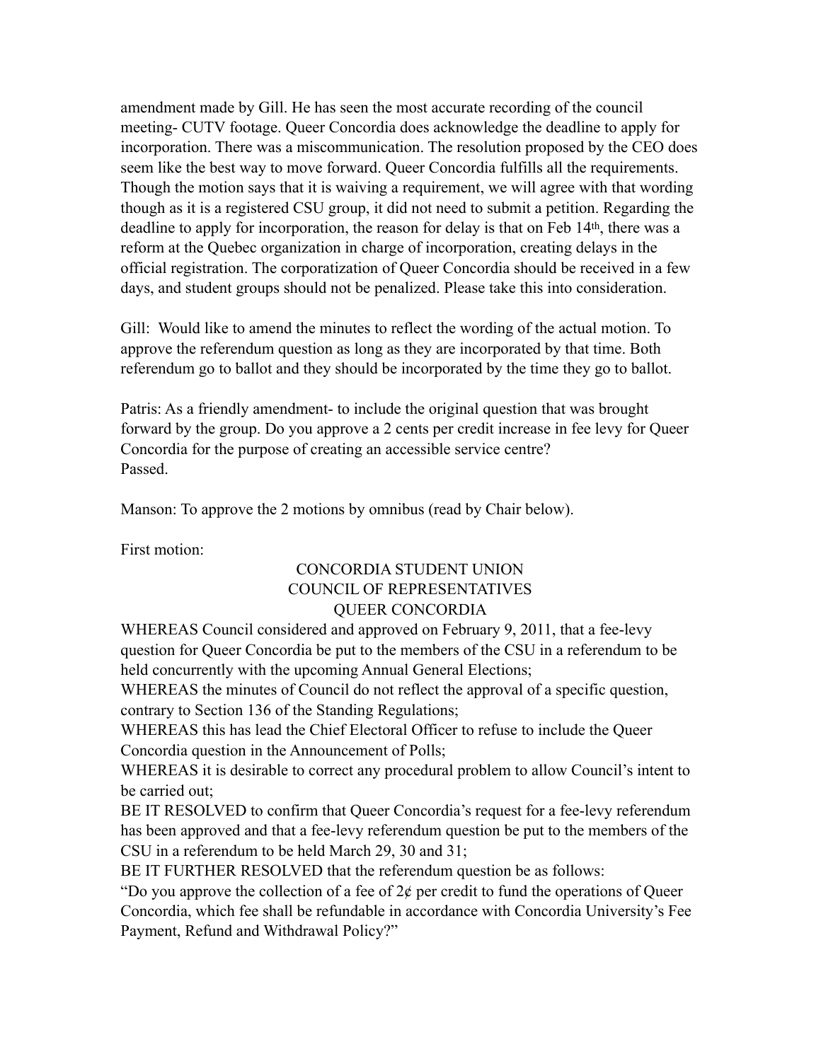amendment made by Gill. He has seen the most accurate recording of the council meeting- CUTV footage. Queer Concordia does acknowledge the deadline to apply for incorporation. There was a miscommunication. The resolution proposed by the CEO does seem like the best way to move forward. Queer Concordia fulfills all the requirements. Though the motion says that it is waiving a requirement, we will agree with that wording though as it is a registered CSU group, it did not need to submit a petition. Regarding the deadline to apply for incorporation, the reason for delay is that on Feb 14th, there was a reform at the Quebec organization in charge of incorporation, creating delays in the official registration. The corporatization of Queer Concordia should be received in a few days, and student groups should not be penalized. Please take this into consideration.

Gill: Would like to amend the minutes to reflect the wording of the actual motion. To approve the referendum question as long as they are incorporated by that time. Both referendum go to ballot and they should be incorporated by the time they go to ballot.

Patris: As a friendly amendment- to include the original question that was brought forward by the group. Do you approve a 2 cents per credit increase in fee levy for Queer Concordia for the purpose of creating an accessible service centre?
Passed.

Manson: To approve the 2 motions by omnibus (read by Chair below).

First motion:

CONCORDIA STUDENT UNION
COUNCIL OF REPRESENTATIVES
QUEER CONCORDIA

WHEREAS Council considered and approved on February 9, 2011, that a fee-levy question for Queer Concordia be put to the members of the CSU in a referendum to be held concurrently with the upcoming Annual General Elections;
WHEREAS the minutes of Council do not reflect the approval of a specific question, contrary to Section 136 of the Standing Regulations;
WHEREAS this has lead the Chief Electoral Officer to refuse to include the Queer Concordia question in the Announcement of Polls;
WHEREAS it is desirable to correct any procedural problem to allow Council's intent to be carried out;
BE IT RESOLVED to confirm that Queer Concordia's request for a fee-levy referendum has been approved and that a fee-levy referendum question be put to the members of the CSU in a referendum to be held March 29, 30 and 31;
BE IT FURTHER RESOLVED that the referendum question be as follows:
"Do you approve the collection of a fee of 2¢ per credit to fund the operations of Queer Concordia, which fee shall be refundable in accordance with Concordia University's Fee Payment, Refund and Withdrawal Policy?"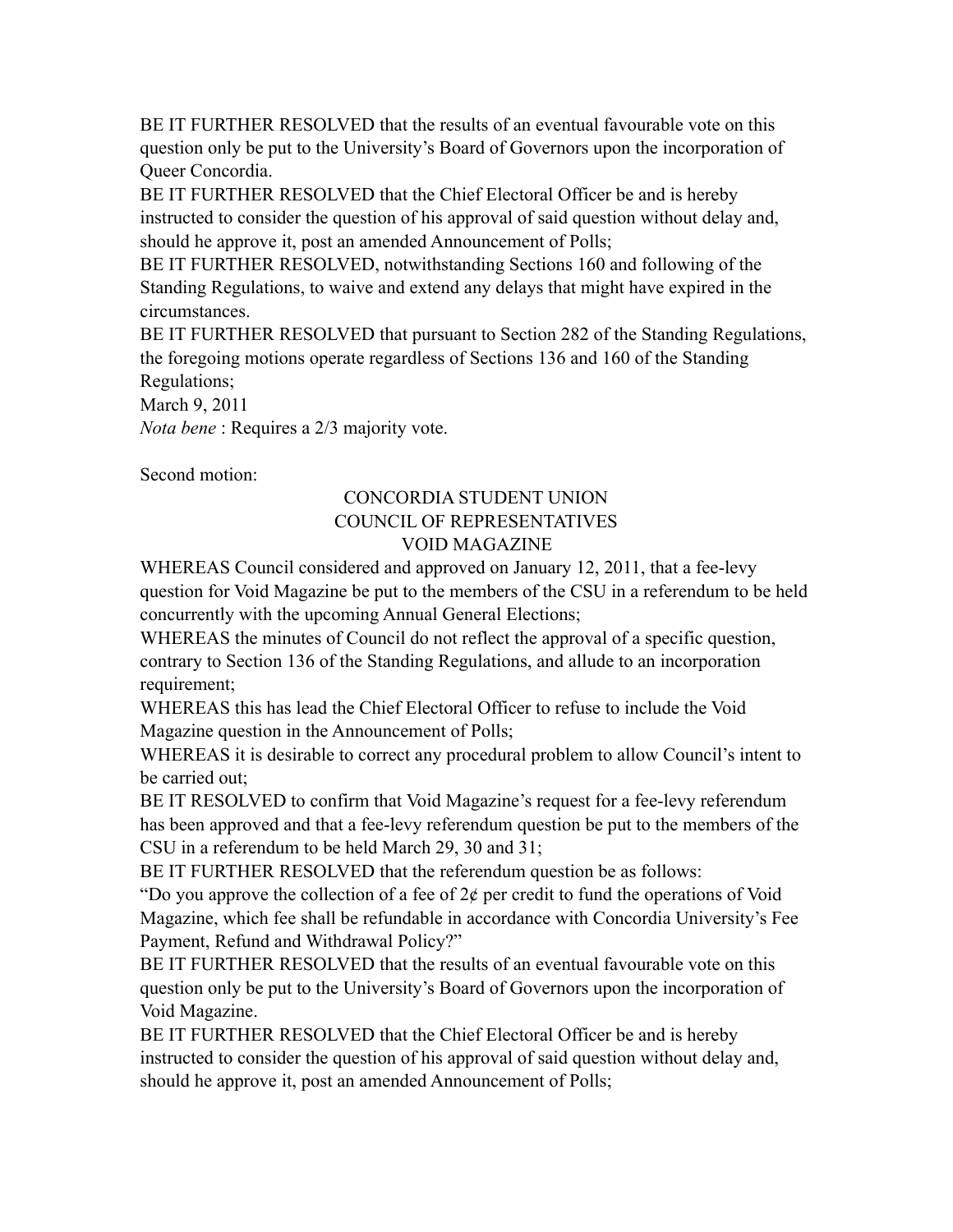BE IT FURTHER RESOLVED that the results of an eventual favourable vote on this question only be put to the University's Board of Governors upon the incorporation of Queer Concordia.

BE IT FURTHER RESOLVED that the Chief Electoral Officer be and is hereby instructed to consider the question of his approval of said question without delay and, should he approve it, post an amended Announcement of Polls;

BE IT FURTHER RESOLVED, notwithstanding Sections 160 and following of the Standing Regulations, to waive and extend any delays that might have expired in the circumstances.

BE IT FURTHER RESOLVED that pursuant to Section 282 of the Standing Regulations, the foregoing motions operate regardless of Sections 136 and 160 of the Standing Regulations;

March 9, 2011

*Nota bene* : Requires a 2/3 majority vote.

Second motion:

CONCORDIA STUDENT UNION
COUNCIL OF REPRESENTATIVES
VOID MAGAZINE

WHEREAS Council considered and approved on January 12, 2011, that a fee-levy question for Void Magazine be put to the members of the CSU in a referendum to be held concurrently with the upcoming Annual General Elections;

WHEREAS the minutes of Council do not reflect the approval of a specific question, contrary to Section 136 of the Standing Regulations, and allude to an incorporation requirement;

WHEREAS this has lead the Chief Electoral Officer to refuse to include the Void Magazine question in the Announcement of Polls;

WHEREAS it is desirable to correct any procedural problem to allow Council's intent to be carried out;

BE IT RESOLVED to confirm that Void Magazine's request for a fee-levy referendum has been approved and that a fee-levy referendum question be put to the members of the CSU in a referendum to be held March 29, 30 and 31;

BE IT FURTHER RESOLVED that the referendum question be as follows:

"Do you approve the collection of a fee of 2¢ per credit to fund the operations of Void Magazine, which fee shall be refundable in accordance with Concordia University's Fee Payment, Refund and Withdrawal Policy?"

BE IT FURTHER RESOLVED that the results of an eventual favourable vote on this question only be put to the University's Board of Governors upon the incorporation of Void Magazine.

BE IT FURTHER RESOLVED that the Chief Electoral Officer be and is hereby instructed to consider the question of his approval of said question without delay and, should he approve it, post an amended Announcement of Polls;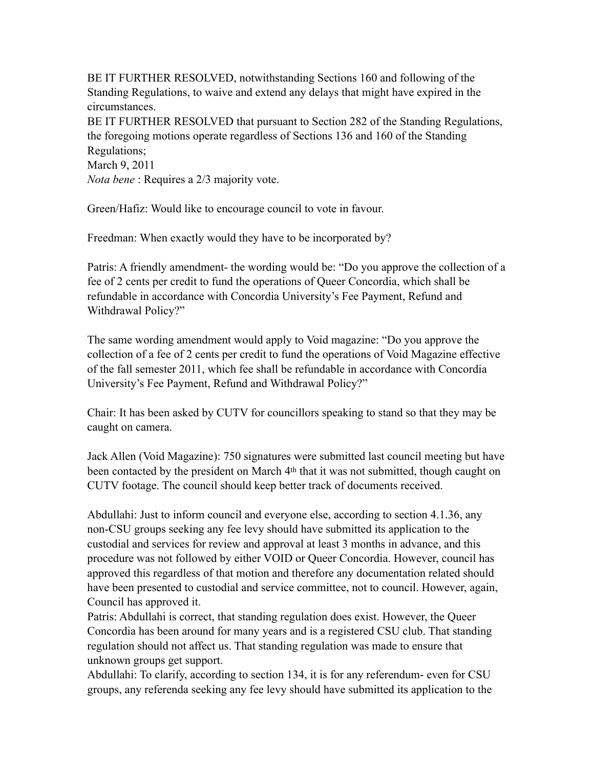BE IT FURTHER RESOLVED, notwithstanding Sections 160 and following of the Standing Regulations, to waive and extend any delays that might have expired in the circumstances.
BE IT FURTHER RESOLVED that pursuant to Section 282 of the Standing Regulations, the foregoing motions operate regardless of Sections 136 and 160 of the Standing Regulations;
March 9, 2011
*Nota bene* : Requires a 2/3 majority vote.

Green/Hafiz: Would like to encourage council to vote in favour.

Freedman: When exactly would they have to be incorporated by?

Patris: A friendly amendment- the wording would be: "Do you approve the collection of a fee of 2 cents per credit to fund the operations of Queer Concordia, which shall be refundable in accordance with Concordia University's Fee Payment, Refund and Withdrawal Policy?"

The same wording amendment would apply to Void magazine: "Do you approve the collection of a fee of 2 cents per credit to fund the operations of Void Magazine effective of the fall semester 2011, which fee shall be refundable in accordance with Concordia University's Fee Payment, Refund and Withdrawal Policy?"

Chair: It has been asked by CUTV for councillors speaking to stand so that they may be caught on camera.

Jack Allen (Void Magazine): 750 signatures were submitted last council meeting but have been contacted by the president on March 4th that it was not submitted, though caught on CUTV footage. The council should keep better track of documents received.

Abdullahi: Just to inform council and everyone else, according to section 4.1.36, any non-CSU groups seeking any fee levy should have submitted its application to the custodial and services for review and approval at least 3 months in advance, and this procedure was not followed by either VOID or Queer Concordia. However, council has approved this regardless of that motion and therefore any documentation related should have been presented to custodial and service committee, not to council. However, again, Council has approved it.
Patris: Abdullahi is correct, that standing regulation does exist. However, the Queer Concordia has been around for many years and is a registered CSU club. That standing regulation should not affect us. That standing regulation was made to ensure that unknown groups get support.
Abdullahi: To clarify, according to section 134, it is for any referendum- even for CSU groups, any referenda seeking any fee levy should have submitted its application to the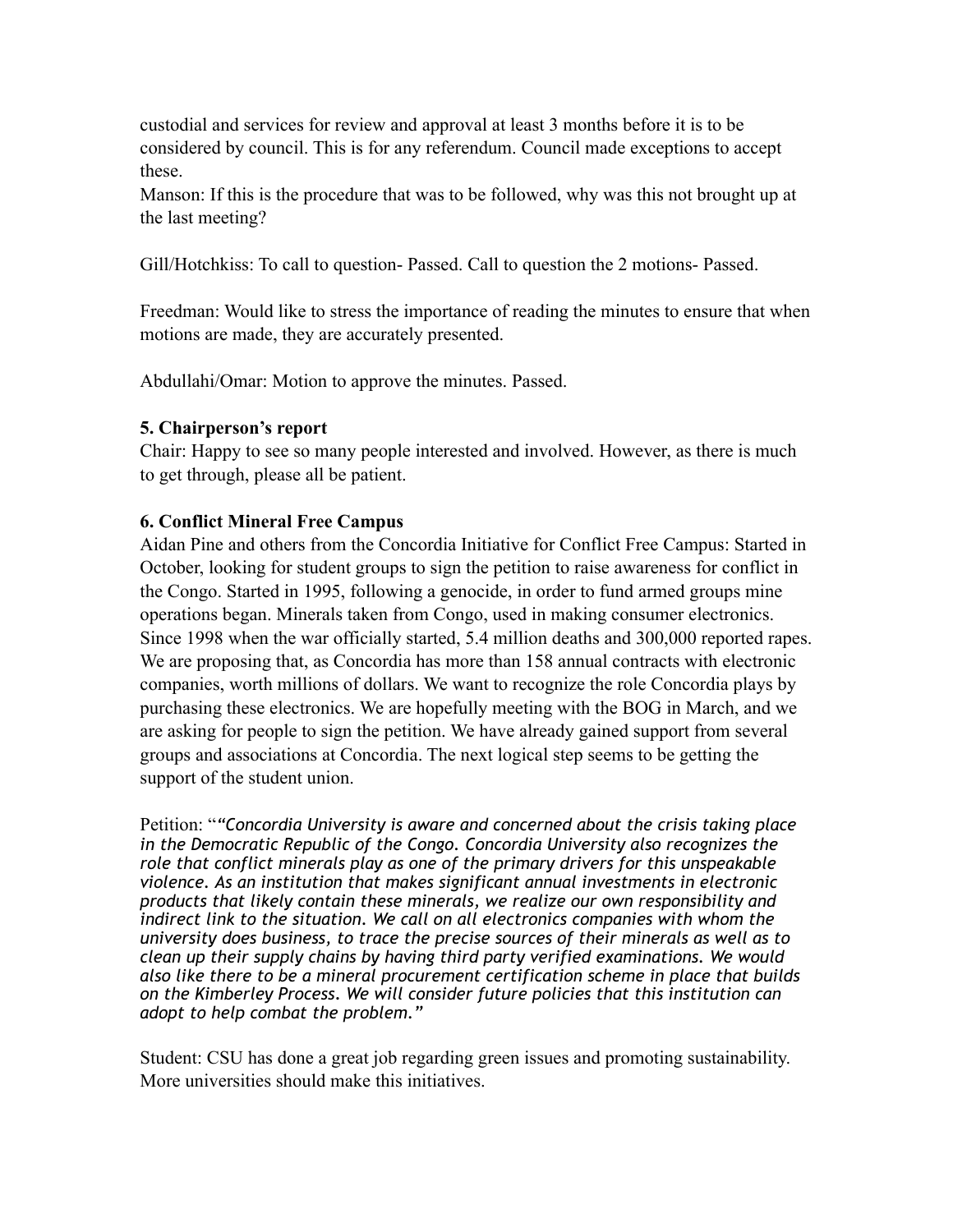custodial and services for review and approval at least 3 months before it is to be considered by council. This is for any referendum. Council made exceptions to accept these.

Manson: If this is the procedure that was to be followed, why was this not brought up at the last meeting?

Gill/Hotchkiss: To call to question- Passed. Call to question the 2 motions- Passed.

Freedman: Would like to stress the importance of reading the minutes to ensure that when motions are made, they are accurately presented.

Abdullahi/Omar: Motion to approve the minutes. Passed.

**5. Chairperson's report**

Chair: Happy to see so many people interested and involved. However, as there is much to get through, please all be patient.

**6. Conflict Mineral Free Campus**

Aidan Pine and others from the Concordia Initiative for Conflict Free Campus: Started in October, looking for student groups to sign the petition to raise awareness for conflict in the Congo. Started in 1995, following a genocide, in order to fund armed groups mine operations began. Minerals taken from Congo, used in making consumer electronics. Since 1998 when the war officially started, 5.4 million deaths and 300,000 reported rapes. We are proposing that, as Concordia has more than 158 annual contracts with electronic companies, worth millions of dollars. We want to recognize the role Concordia plays by purchasing these electronics. We are hopefully meeting with the BOG in March, and we are asking for people to sign the petition. We have already gained support from several groups and associations at Concordia. The next logical step seems to be getting the support of the student union.

Petition: "*"Concordia University is aware and concerned about the crisis taking place in the Democratic Republic of the Congo. Concordia University also recognizes the role that conflict minerals play as one of the primary drivers for this unspeakable violence. As an institution that makes significant annual investments in electronic products that likely contain these minerals, we realize our own responsibility and indirect link to the situation. We call on all electronics companies with whom the university does business, to trace the precise sources of their minerals as well as to clean up their supply chains by having third party verified examinations. We would also like there to be a mineral procurement certification scheme in place that builds on the Kimberley Process. We will consider future policies that this institution can adopt to help combat the problem."*

Student: CSU has done a great job regarding green issues and promoting sustainability. More universities should make this initiatives.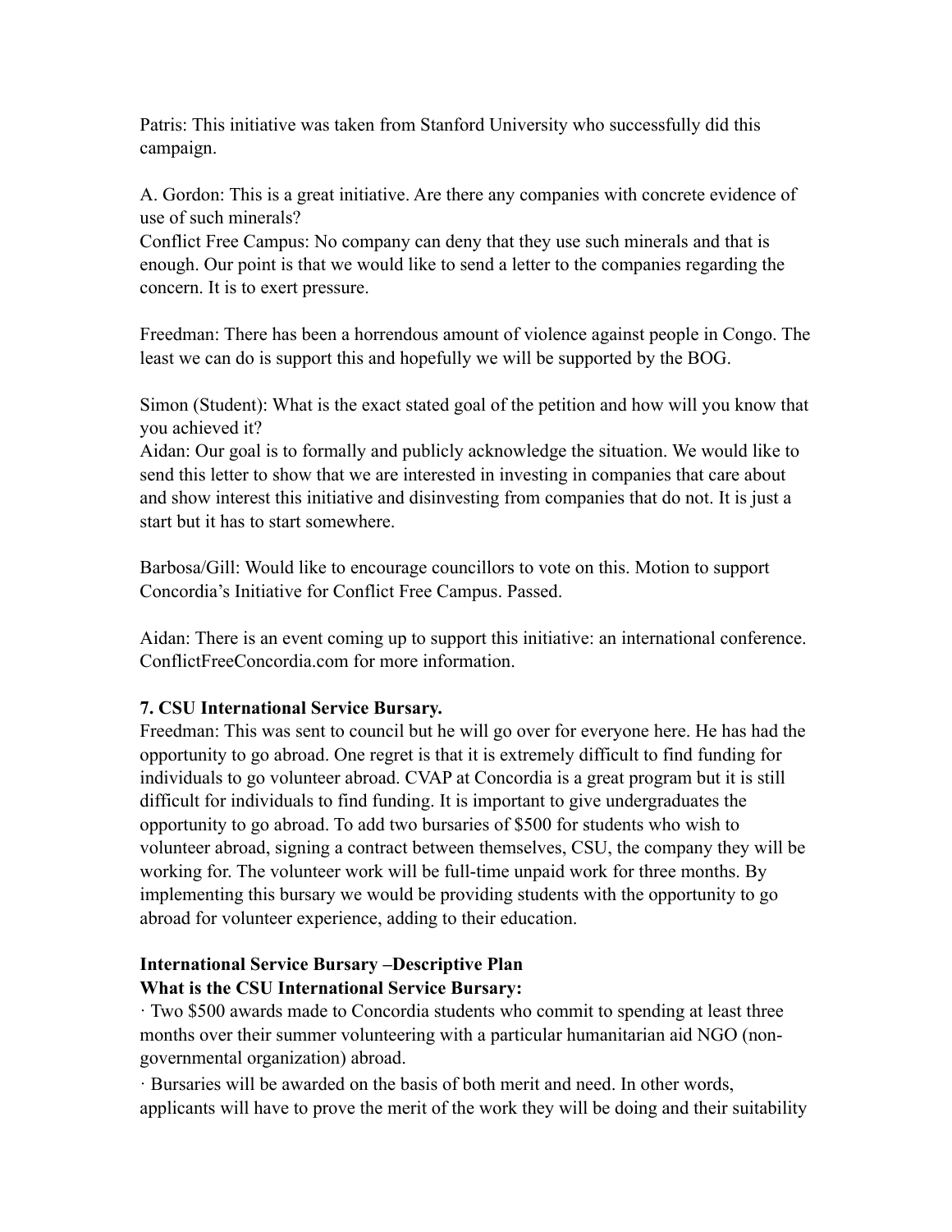Patris: This initiative was taken from Stanford University who successfully did this campaign.

A. Gordon: This is a great initiative. Are there any companies with concrete evidence of use of such minerals?
Conflict Free Campus: No company can deny that they use such minerals and that is enough. Our point is that we would like to send a letter to the companies regarding the concern. It is to exert pressure.

Freedman: There has been a horrendous amount of violence against people in Congo. The least we can do is support this and hopefully we will be supported by the BOG.

Simon (Student): What is the exact stated goal of the petition and how will you know that you achieved it?
Aidan: Our goal is to formally and publicly acknowledge the situation. We would like to send this letter to show that we are interested in investing in companies that care about and show interest this initiative and disinvesting from companies that do not. It is just a start but it has to start somewhere.

Barbosa/Gill: Would like to encourage councillors to vote on this. Motion to support Concordia's Initiative for Conflict Free Campus. Passed.

Aidan: There is an event coming up to support this initiative: an international conference. ConflictFreeConcordia.com for more information.

**7. CSU International Service Bursary.**
Freedman: This was sent to council but he will go over for everyone here. He has had the opportunity to go abroad. One regret is that it is extremely difficult to find funding for individuals to go volunteer abroad. CVAP at Concordia is a great program but it is still difficult for individuals to find funding. It is important to give undergraduates the opportunity to go abroad. To add two bursaries of $500 for students who wish to volunteer abroad, signing a contract between themselves, CSU, the company they will be working for. The volunteer work will be full-time unpaid work for three months. By implementing this bursary we would be providing students with the opportunity to go abroad for volunteer experience, adding to their education.

**International Service Bursary –Descriptive Plan**
**What is the CSU International Service Bursary:**

· Two $500 awards made to Concordia students who commit to spending at least three months over their summer volunteering with a particular humanitarian aid NGO (non-governmental organization) abroad.

· Bursaries will be awarded on the basis of both merit and need. In other words, applicants will have to prove the merit of the work they will be doing and their suitability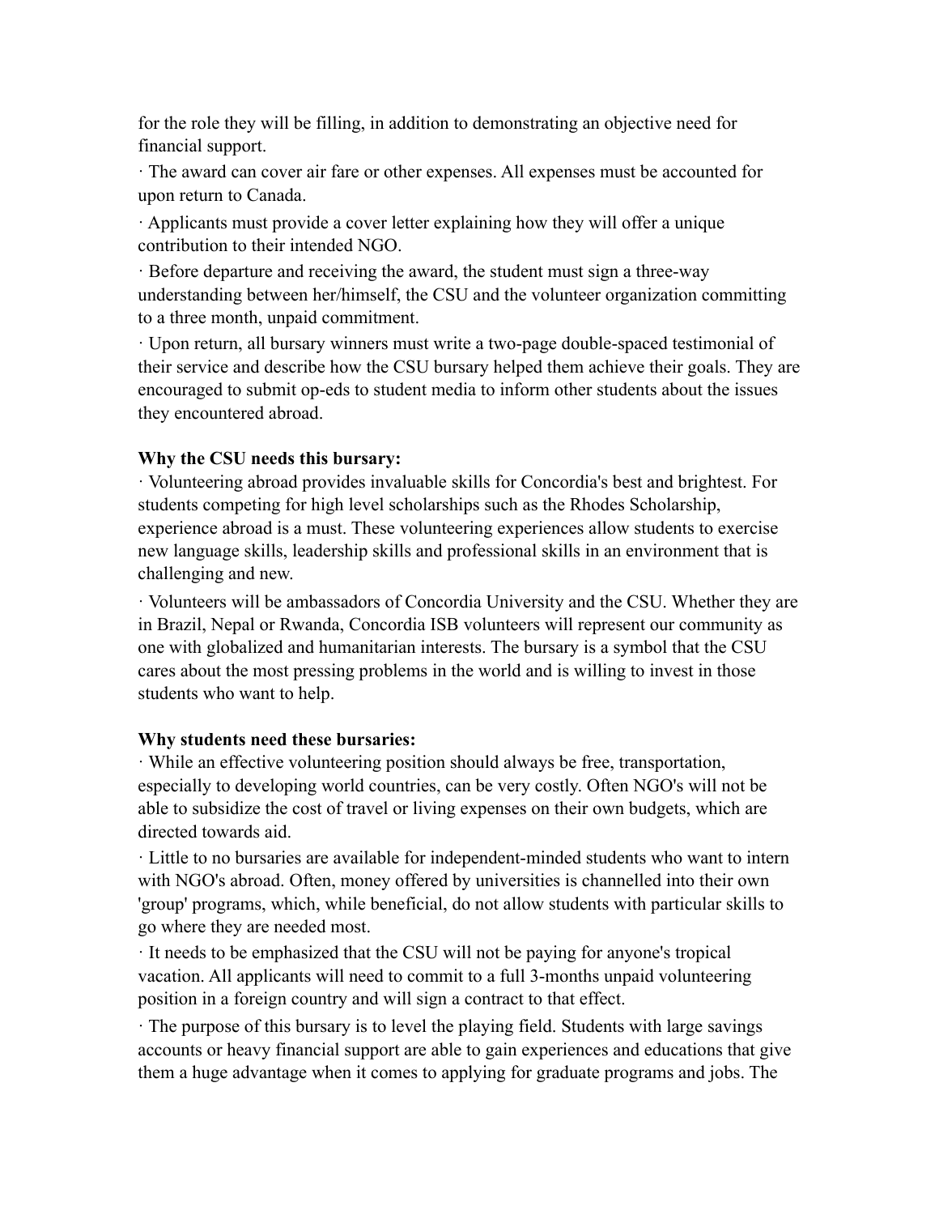for the role they will be filling, in addition to demonstrating an objective need for financial support.

· The award can cover air fare or other expenses. All expenses must be accounted for upon return to Canada.

· Applicants must provide a cover letter explaining how they will offer a unique contribution to their intended NGO.

· Before departure and receiving the award, the student must sign a three-way understanding between her/himself, the CSU and the volunteer organization committing to a three month, unpaid commitment.

· Upon return, all bursary winners must write a two-page double-spaced testimonial of their service and describe how the CSU bursary helped them achieve their goals. They are encouraged to submit op-eds to student media to inform other students about the issues they encountered abroad.

**Why the CSU needs this bursary:**

· Volunteering abroad provides invaluable skills for Concordia's best and brightest. For students competing for high level scholarships such as the Rhodes Scholarship, experience abroad is a must. These volunteering experiences allow students to exercise new language skills, leadership skills and professional skills in an environment that is challenging and new.

· Volunteers will be ambassadors of Concordia University and the CSU. Whether they are in Brazil, Nepal or Rwanda, Concordia ISB volunteers will represent our community as one with globalized and humanitarian interests. The bursary is a symbol that the CSU cares about the most pressing problems in the world and is willing to invest in those students who want to help.

**Why students need these bursaries:**

· While an effective volunteering position should always be free, transportation, especially to developing world countries, can be very costly. Often NGO's will not be able to subsidize the cost of travel or living expenses on their own budgets, which are directed towards aid.

· Little to no bursaries are available for independent-minded students who want to intern with NGO's abroad. Often, money offered by universities is channelled into their own 'group' programs, which, while beneficial, do not allow students with particular skills to go where they are needed most.

· It needs to be emphasized that the CSU will not be paying for anyone's tropical vacation. All applicants will need to commit to a full 3-months unpaid volunteering position in a foreign country and will sign a contract to that effect.

· The purpose of this bursary is to level the playing field. Students with large savings accounts or heavy financial support are able to gain experiences and educations that give them a huge advantage when it comes to applying for graduate programs and jobs. The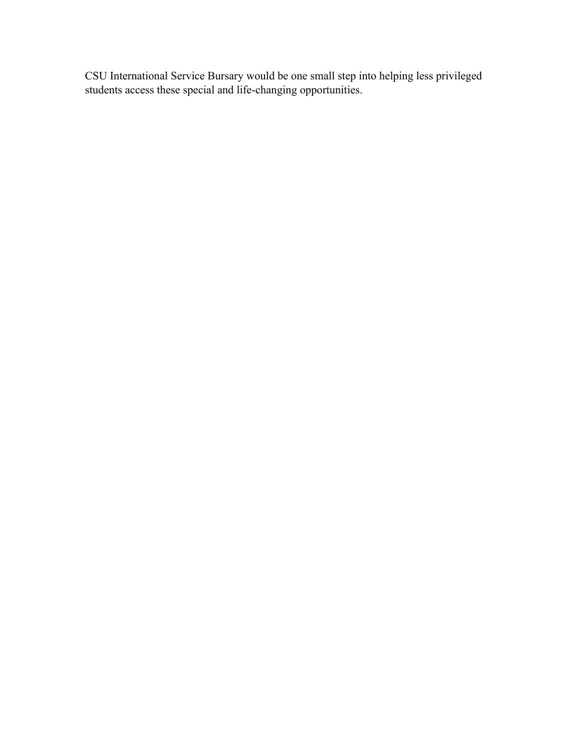CSU International Service Bursary would be one small step into helping less privileged students access these special and life-changing opportunities.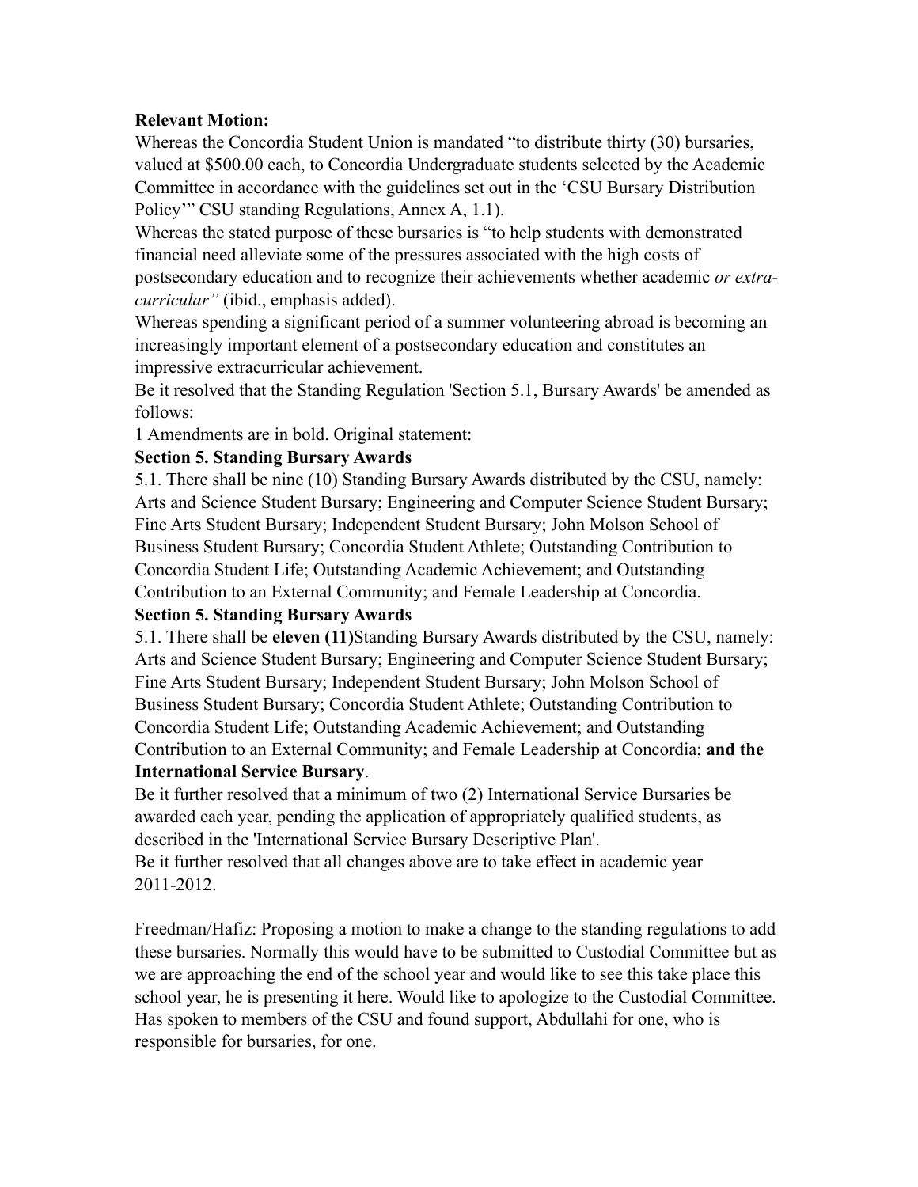**Relevant Motion:**

Whereas the Concordia Student Union is mandated "to distribute thirty (30) bursaries, valued at $500.00 each, to Concordia Undergraduate students selected by the Academic Committee in accordance with the guidelines set out in the 'CSU Bursary Distribution Policy'" CSU standing Regulations, Annex A, 1.1).

Whereas the stated purpose of these bursaries is "to help students with demonstrated financial need alleviate some of the pressures associated with the high costs of postsecondary education and to recognize their achievements whether academic *or extra-curricular"* (ibid., emphasis added).

Whereas spending a significant period of a summer volunteering abroad is becoming an increasingly important element of a postsecondary education and constitutes an impressive extracurricular achievement.

Be it resolved that the Standing Regulation 'Section 5.1, Bursary Awards' be amended as follows:

1 Amendments are in bold. Original statement:

**Section 5. Standing Bursary Awards**

5.1. There shall be nine (10) Standing Bursary Awards distributed by the CSU, namely: Arts and Science Student Bursary; Engineering and Computer Science Student Bursary; Fine Arts Student Bursary; Independent Student Bursary; John Molson School of Business Student Bursary; Concordia Student Athlete; Outstanding Contribution to Concordia Student Life; Outstanding Academic Achievement; and Outstanding Contribution to an External Community; and Female Leadership at Concordia.

**Section 5. Standing Bursary Awards**

5.1. There shall be **eleven (11)**Standing Bursary Awards distributed by the CSU, namely: Arts and Science Student Bursary; Engineering and Computer Science Student Bursary; Fine Arts Student Bursary; Independent Student Bursary; John Molson School of Business Student Bursary; Concordia Student Athlete; Outstanding Contribution to Concordia Student Life; Outstanding Academic Achievement; and Outstanding Contribution to an External Community; and Female Leadership at Concordia; **and the International Service Bursary**.

Be it further resolved that a minimum of two (2) International Service Bursaries be awarded each year, pending the application of appropriately qualified students, as described in the 'International Service Bursary Descriptive Plan'.

Be it further resolved that all changes above are to take effect in academic year 2011-2012.

Freedman/Hafiz: Proposing a motion to make a change to the standing regulations to add these bursaries. Normally this would have to be submitted to Custodial Committee but as we are approaching the end of the school year and would like to see this take place this school year, he is presenting it here. Would like to apologize to the Custodial Committee. Has spoken to members of the CSU and found support, Abdullahi for one, who is responsible for bursaries, for one.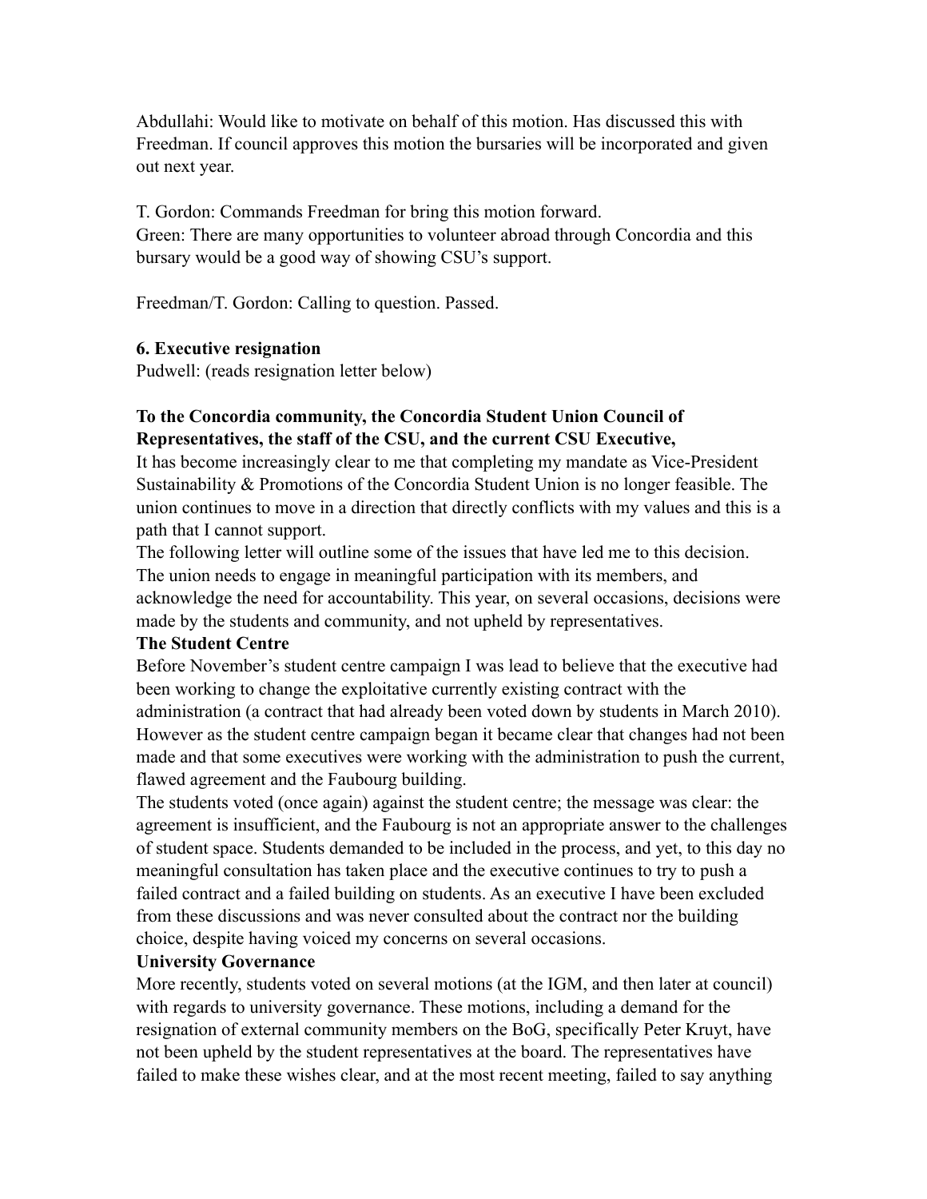Abdullahi: Would like to motivate on behalf of this motion. Has discussed this with Freedman. If council approves this motion the bursaries will be incorporated and given out next year.

T. Gordon: Commands Freedman for bring this motion forward.
Green: There are many opportunities to volunteer abroad through Concordia and this bursary would be a good way of showing CSU's support.

Freedman/T. Gordon: Calling to question. Passed.

**6. Executive resignation**
Pudwell: (reads resignation letter below)

**To the Concordia community, the Concordia Student Union Council of Representatives, the staff of the CSU, and the current CSU Executive,**
It has become increasingly clear to me that completing my mandate as Vice-President Sustainability & Promotions of the Concordia Student Union is no longer feasible. The union continues to move in a direction that directly conflicts with my values and this is a path that I cannot support.
The following letter will outline some of the issues that have led me to this decision. The union needs to engage in meaningful participation with its members, and acknowledge the need for accountability. This year, on several occasions, decisions were made by the students and community, and not upheld by representatives.

**The Student Centre**
Before November's student centre campaign I was lead to believe that the executive had been working to change the exploitative currently existing contract with the administration (a contract that had already been voted down by students in March 2010). However as the student centre campaign began it became clear that changes had not been made and that some executives were working with the administration to push the current, flawed agreement and the Faubourg building.
The students voted (once again) against the student centre; the message was clear: the agreement is insufficient, and the Faubourg is not an appropriate answer to the challenges of student space. Students demanded to be included in the process, and yet, to this day no meaningful consultation has taken place and the executive continues to try to push a failed contract and a failed building on students. As an executive I have been excluded from these discussions and was never consulted about the contract nor the building choice, despite having voiced my concerns on several occasions.

**University Governance**
More recently, students voted on several motions (at the IGM, and then later at council) with regards to university governance. These motions, including a demand for the resignation of external community members on the BoG, specifically Peter Kruyt, have not been upheld by the student representatives at the board. The representatives have failed to make these wishes clear, and at the most recent meeting, failed to say anything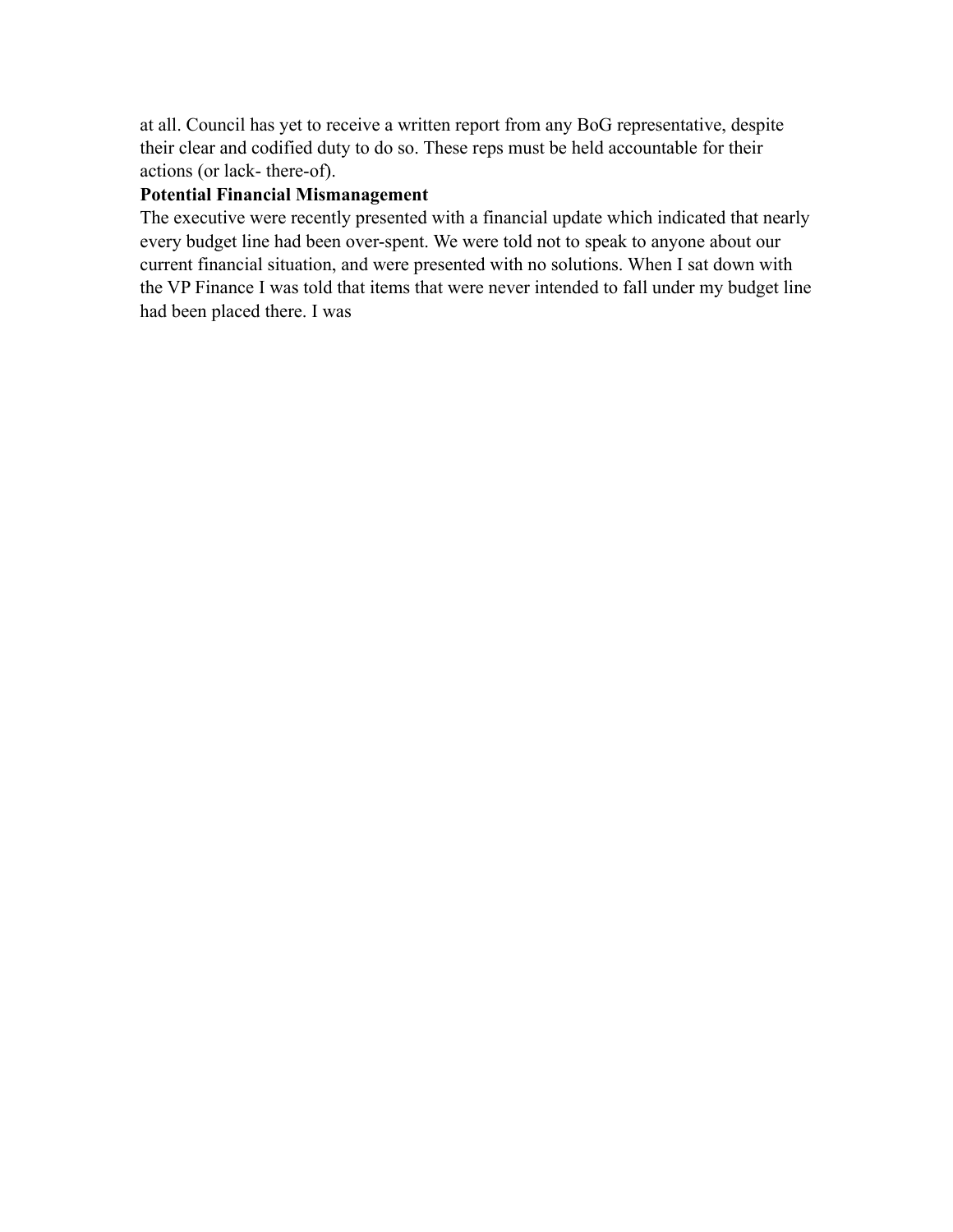at all. Council has yet to receive a written report from any BoG representative, despite their clear and codified duty to do so. These reps must be held accountable for their actions (or lack- there-of).

**Potential Financial Mismanagement**

The executive were recently presented with a financial update which indicated that nearly every budget line had been over-spent. We were told not to speak to anyone about our current financial situation, and were presented with no solutions. When I sat down with the VP Finance I was told that items that were never intended to fall under my budget line had been placed there. I was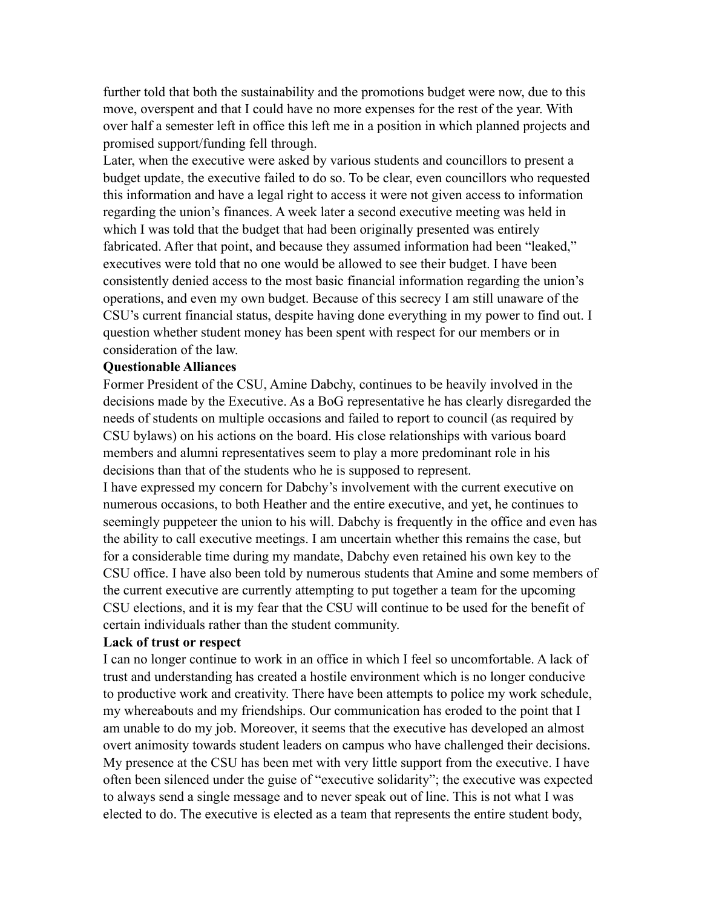further told that both the sustainability and the promotions budget were now, due to this move, overspent and that I could have no more expenses for the rest of the year. With over half a semester left in office this left me in a position in which planned projects and promised support/funding fell through.

Later, when the executive were asked by various students and councillors to present a budget update, the executive failed to do so. To be clear, even councillors who requested this information and have a legal right to access it were not given access to information regarding the union's finances. A week later a second executive meeting was held in which I was told that the budget that had been originally presented was entirely fabricated. After that point, and because they assumed information had been "leaked," executives were told that no one would be allowed to see their budget. I have been consistently denied access to the most basic financial information regarding the union's operations, and even my own budget. Because of this secrecy I am still unaware of the CSU's current financial status, despite having done everything in my power to find out. I question whether student money has been spent with respect for our members or in consideration of the law.

**Questionable Alliances**

Former President of the CSU, Amine Dabchy, continues to be heavily involved in the decisions made by the Executive. As a BoG representative he has clearly disregarded the needs of students on multiple occasions and failed to report to council (as required by CSU bylaws) on his actions on the board. His close relationships with various board members and alumni representatives seem to play a more predominant role in his decisions than that of the students who he is supposed to represent.

I have expressed my concern for Dabchy's involvement with the current executive on numerous occasions, to both Heather and the entire executive, and yet, he continues to seemingly puppeteer the union to his will. Dabchy is frequently in the office and even has the ability to call executive meetings. I am uncertain whether this remains the case, but for a considerable time during my mandate, Dabchy even retained his own key to the CSU office. I have also been told by numerous students that Amine and some members of the current executive are currently attempting to put together a team for the upcoming CSU elections, and it is my fear that the CSU will continue to be used for the benefit of certain individuals rather than the student community.

**Lack of trust or respect**

I can no longer continue to work in an office in which I feel so uncomfortable. A lack of trust and understanding has created a hostile environment which is no longer conducive to productive work and creativity. There have been attempts to police my work schedule, my whereabouts and my friendships. Our communication has eroded to the point that I am unable to do my job. Moreover, it seems that the executive has developed an almost overt animosity towards student leaders on campus who have challenged their decisions. My presence at the CSU has been met with very little support from the executive. I have often been silenced under the guise of "executive solidarity"; the executive was expected to always send a single message and to never speak out of line. This is not what I was elected to do. The executive is elected as a team that represents the entire student body,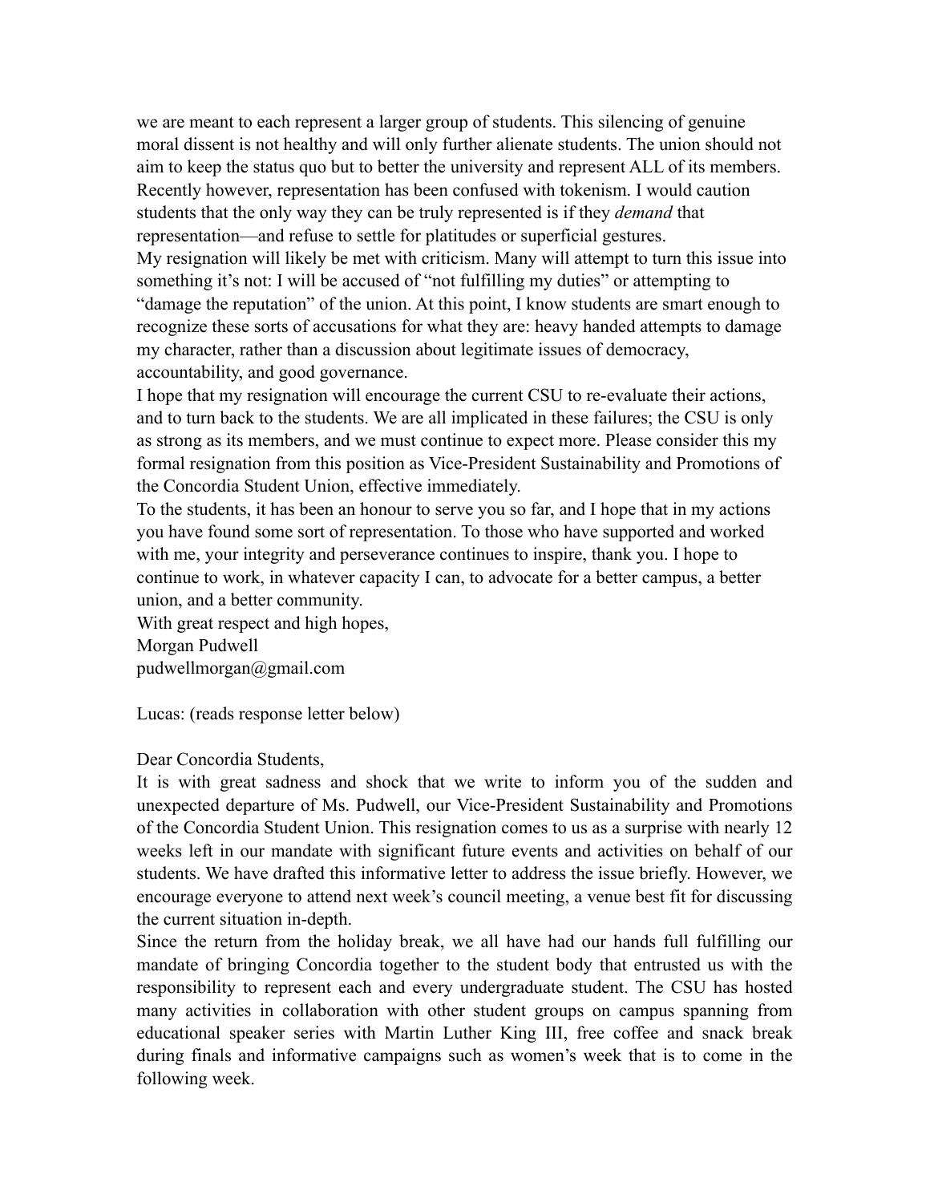we are meant to each represent a larger group of students. This silencing of genuine moral dissent is not healthy and will only further alienate students. The union should not aim to keep the status quo but to better the university and represent ALL of its members. Recently however, representation has been confused with tokenism. I would caution students that the only way they can be truly represented is if they *demand* that representation—and refuse to settle for platitudes or superficial gestures.

My resignation will likely be met with criticism. Many will attempt to turn this issue into something it's not: I will be accused of "not fulfilling my duties" or attempting to "damage the reputation" of the union. At this point, I know students are smart enough to recognize these sorts of accusations for what they are: heavy handed attempts to damage my character, rather than a discussion about legitimate issues of democracy, accountability, and good governance.

I hope that my resignation will encourage the current CSU to re-evaluate their actions, and to turn back to the students. We are all implicated in these failures; the CSU is only as strong as its members, and we must continue to expect more. Please consider this my formal resignation from this position as Vice-President Sustainability and Promotions of the Concordia Student Union, effective immediately.

To the students, it has been an honour to serve you so far, and I hope that in my actions you have found some sort of representation. To those who have supported and worked with me, your integrity and perseverance continues to inspire, thank you. I hope to continue to work, in whatever capacity I can, to advocate for a better campus, a better union, and a better community.

With great respect and high hopes,

Morgan Pudwell

pudwellmorgan@gmail.com

Lucas: (reads response letter below)

Dear Concordia Students,

It is with great sadness and shock that we write to inform you of the sudden and unexpected departure of Ms. Pudwell, our Vice-President Sustainability and Promotions of the Concordia Student Union. This resignation comes to us as a surprise with nearly 12 weeks left in our mandate with significant future events and activities on behalf of our students. We have drafted this informative letter to address the issue briefly. However, we encourage everyone to attend next week's council meeting, a venue best fit for discussing the current situation in-depth.

Since the return from the holiday break, we all have had our hands full fulfilling our mandate of bringing Concordia together to the student body that entrusted us with the responsibility to represent each and every undergraduate student. The CSU has hosted many activities in collaboration with other student groups on campus spanning from educational speaker series with Martin Luther King III, free coffee and snack break during finals and informative campaigns such as women's week that is to come in the following week.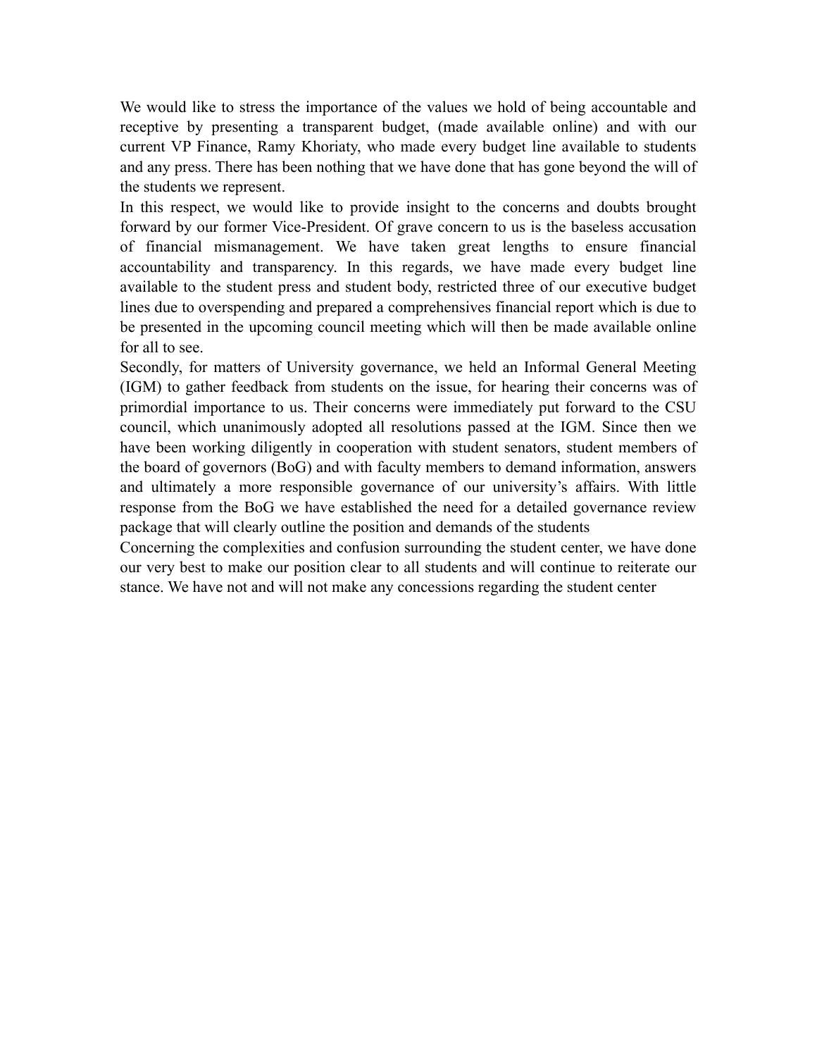We would like to stress the importance of the values we hold of being accountable and receptive by presenting a transparent budget, (made available online) and with our current VP Finance, Ramy Khoriaty, who made every budget line available to students and any press. There has been nothing that we have done that has gone beyond the will of the students we represent.

In this respect, we would like to provide insight to the concerns and doubts brought forward by our former Vice-President. Of grave concern to us is the baseless accusation of financial mismanagement. We have taken great lengths to ensure financial accountability and transparency. In this regards, we have made every budget line available to the student press and student body, restricted three of our executive budget lines due to overspending and prepared a comprehensives financial report which is due to be presented in the upcoming council meeting which will then be made available online for all to see.

Secondly, for matters of University governance, we held an Informal General Meeting (IGM) to gather feedback from students on the issue, for hearing their concerns was of primordial importance to us. Their concerns were immediately put forward to the CSU council, which unanimously adopted all resolutions passed at the IGM. Since then we have been working diligently in cooperation with student senators, student members of the board of governors (BoG) and with faculty members to demand information, answers and ultimately a more responsible governance of our university's affairs. With little response from the BoG we have established the need for a detailed governance review package that will clearly outline the position and demands of the students

Concerning the complexities and confusion surrounding the student center, we have done our very best to make our position clear to all students and will continue to reiterate our stance. We have not and will not make any concessions regarding the student center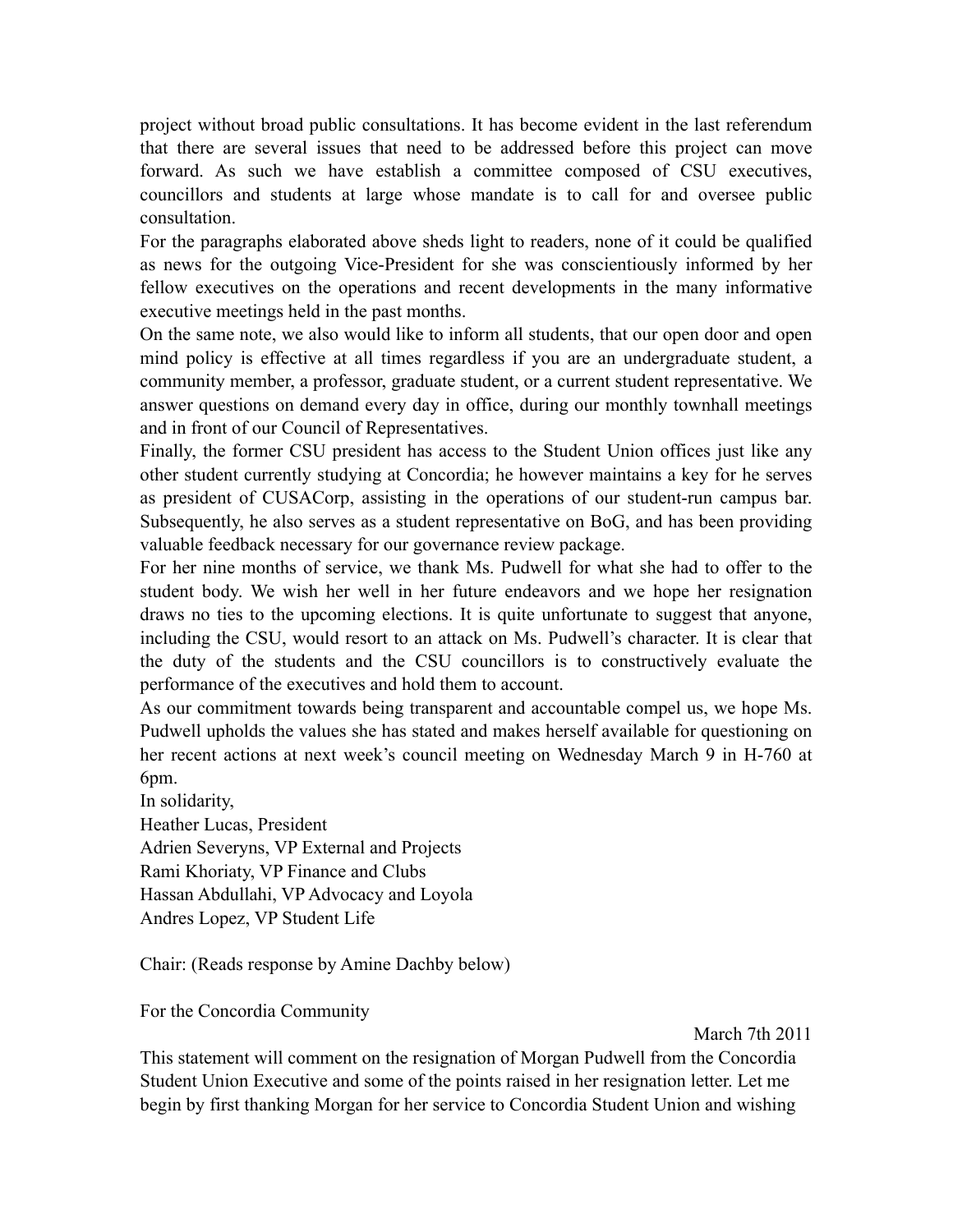project without broad public consultations. It has become evident in the last referendum that there are several issues that need to be addressed before this project can move forward. As such we have establish a committee composed of CSU executives, councillors and students at large whose mandate is to call for and oversee public consultation.

For the paragraphs elaborated above sheds light to readers, none of it could be qualified as news for the outgoing Vice-President for she was conscientiously informed by her fellow executives on the operations and recent developments in the many informative executive meetings held in the past months.

On the same note, we also would like to inform all students, that our open door and open mind policy is effective at all times regardless if you are an undergraduate student, a community member, a professor, graduate student, or a current student representative. We answer questions on demand every day in office, during our monthly townhall meetings and in front of our Council of Representatives.

Finally, the former CSU president has access to the Student Union offices just like any other student currently studying at Concordia; he however maintains a key for he serves as president of CUSACorp, assisting in the operations of our student-run campus bar. Subsequently, he also serves as a student representative on BoG, and has been providing valuable feedback necessary for our governance review package.

For her nine months of service, we thank Ms. Pudwell for what she had to offer to the student body. We wish her well in her future endeavors and we hope her resignation draws no ties to the upcoming elections. It is quite unfortunate to suggest that anyone, including the CSU, would resort to an attack on Ms. Pudwell's character. It is clear that the duty of the students and the CSU councillors is to constructively evaluate the performance of the executives and hold them to account.

As our commitment towards being transparent and accountable compel us, we hope Ms. Pudwell upholds the values she has stated and makes herself available for questioning on her recent actions at next week's council meeting on Wednesday March 9 in H-760 at 6pm.

In solidarity,
Heather Lucas, President
Adrien Severyns, VP External and Projects
Rami Khoriaty, VP Finance and Clubs
Hassan Abdullahi, VP Advocacy and Loyola
Andres Lopez, VP Student Life

Chair: (Reads response by Amine Dachby below)

For the Concordia Community

March 7th 2011

This statement will comment on the resignation of Morgan Pudwell from the Concordia Student Union Executive and some of the points raised in her resignation letter. Let me begin by first thanking Morgan for her service to Concordia Student Union and wishing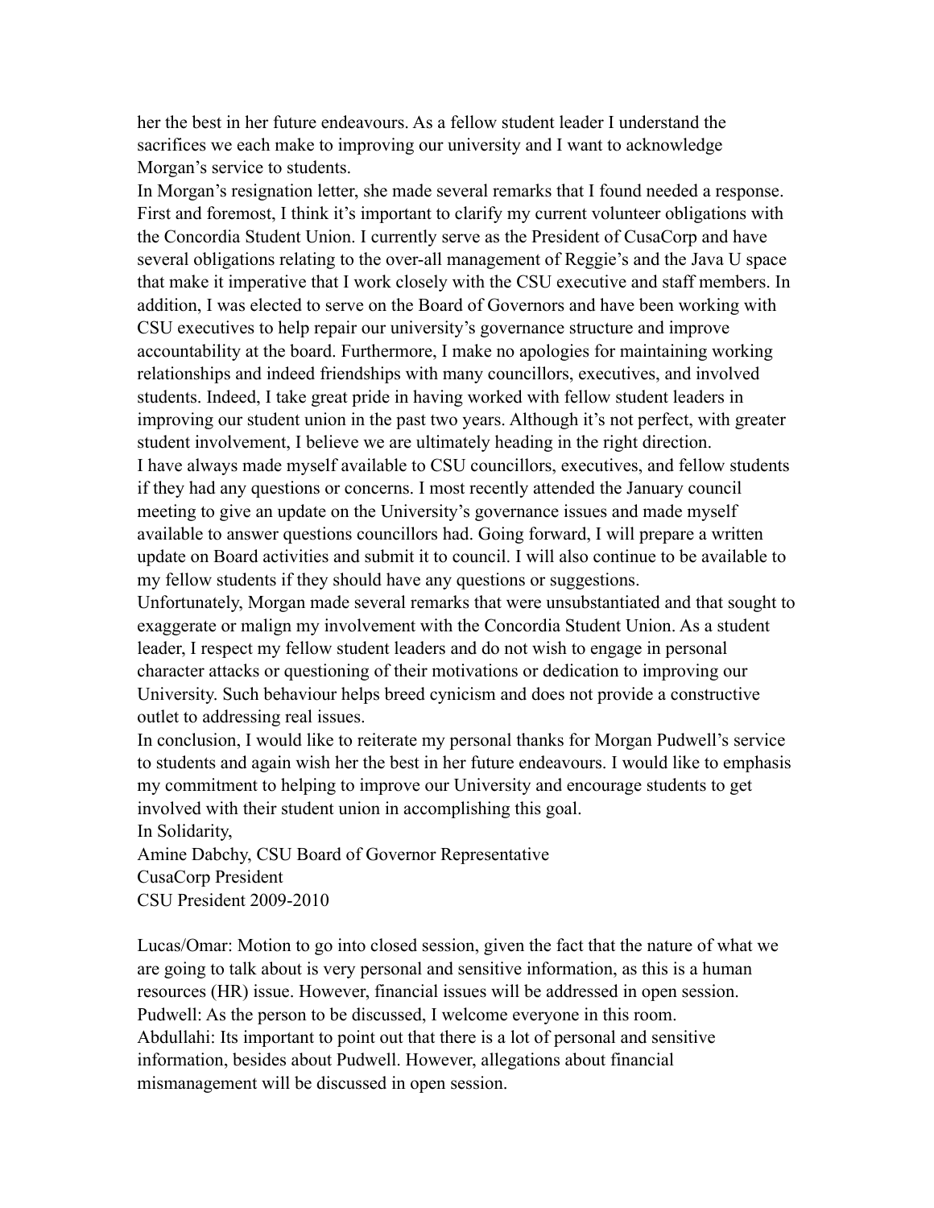her the best in her future endeavours. As a fellow student leader I understand the sacrifices we each make to improving our university and I want to acknowledge Morgan's service to students.

In Morgan's resignation letter, she made several remarks that I found needed a response. First and foremost, I think it's important to clarify my current volunteer obligations with the Concordia Student Union. I currently serve as the President of CusaCorp and have several obligations relating to the over-all management of Reggie's and the Java U space that make it imperative that I work closely with the CSU executive and staff members. In addition, I was elected to serve on the Board of Governors and have been working with CSU executives to help repair our university's governance structure and improve accountability at the board. Furthermore, I make no apologies for maintaining working relationships and indeed friendships with many councillors, executives, and involved students. Indeed, I take great pride in having worked with fellow student leaders in improving our student union in the past two years. Although it's not perfect, with greater student involvement, I believe we are ultimately heading in the right direction.

I have always made myself available to CSU councillors, executives, and fellow students if they had any questions or concerns. I most recently attended the January council meeting to give an update on the University's governance issues and made myself available to answer questions councillors had. Going forward, I will prepare a written update on Board activities and submit it to council. I will also continue to be available to my fellow students if they should have any questions or suggestions.

Unfortunately, Morgan made several remarks that were unsubstantiated and that sought to exaggerate or malign my involvement with the Concordia Student Union. As a student leader, I respect my fellow student leaders and do not wish to engage in personal character attacks or questioning of their motivations or dedication to improving our University. Such behaviour helps breed cynicism and does not provide a constructive outlet to addressing real issues.

In conclusion, I would like to reiterate my personal thanks for Morgan Pudwell's service to students and again wish her the best in her future endeavours. I would like to emphasis my commitment to helping to improve our University and encourage students to get involved with their student union in accomplishing this goal.

In Solidarity,

Amine Dabchy, CSU Board of Governor Representative  
CusaCorp President  
CSU President 2009-2010

Lucas/Omar: Motion to go into closed session, given the fact that the nature of what we are going to talk about is very personal and sensitive information, as this is a human resources (HR) issue. However, financial issues will be addressed in open session.

Pudwell: As the person to be discussed, I welcome everyone in this room.

Abdullahi: Its important to point out that there is a lot of personal and sensitive information, besides about Pudwell. However, allegations about financial mismanagement will be discussed in open session.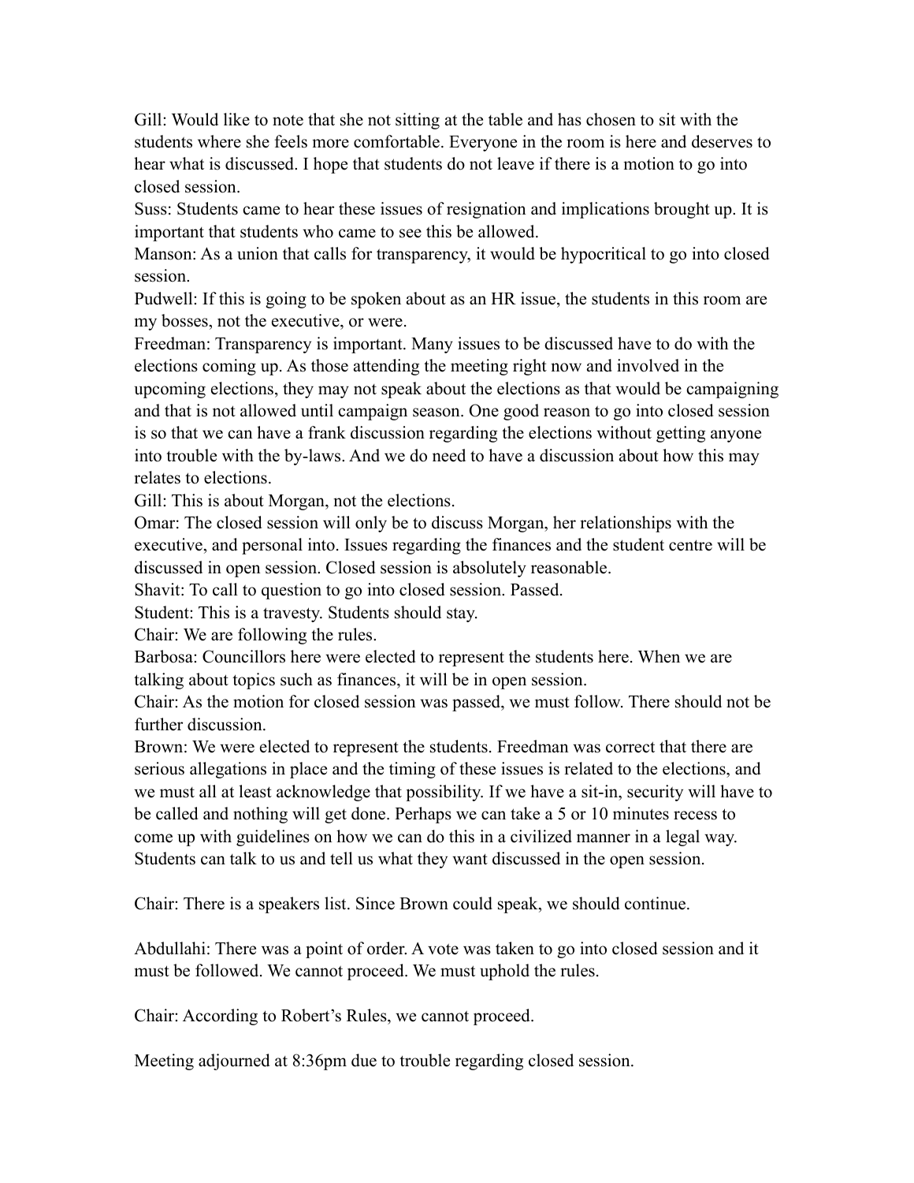Gill: Would like to note that she not sitting at the table and has chosen to sit with the students where she feels more comfortable. Everyone in the room is here and deserves to hear what is discussed. I hope that students do not leave if there is a motion to go into closed session.

Suss: Students came to hear these issues of resignation and implications brought up. It is important that students who came to see this be allowed.

Manson: As a union that calls for transparency, it would be hypocritical to go into closed session.

Pudwell: If this is going to be spoken about as an HR issue, the students in this room are my bosses, not the executive, or were.

Freedman: Transparency is important. Many issues to be discussed have to do with the elections coming up. As those attending the meeting right now and involved in the upcoming elections, they may not speak about the elections as that would be campaigning and that is not allowed until campaign season. One good reason to go into closed session is so that we can have a frank discussion regarding the elections without getting anyone into trouble with the by-laws. And we do need to have a discussion about how this may relates to elections.

Gill: This is about Morgan, not the elections.

Omar: The closed session will only be to discuss Morgan, her relationships with the executive, and personal into. Issues regarding the finances and the student centre will be discussed in open session. Closed session is absolutely reasonable.

Shavit: To call to question to go into closed session. Passed.

Student: This is a travesty. Students should stay.

Chair: We are following the rules.

Barbosa: Councillors here were elected to represent the students here. When we are talking about topics such as finances, it will be in open session.

Chair: As the motion for closed session was passed, we must follow. There should not be further discussion.

Brown: We were elected to represent the students. Freedman was correct that there are serious allegations in place and the timing of these issues is related to the elections, and we must all at least acknowledge that possibility. If we have a sit-in, security will have to be called and nothing will get done. Perhaps we can take a 5 or 10 minutes recess to come up with guidelines on how we can do this in a civilized manner in a legal way. Students can talk to us and tell us what they want discussed in the open session.

Chair: There is a speakers list. Since Brown could speak, we should continue.

Abdullahi: There was a point of order. A vote was taken to go into closed session and it must be followed. We cannot proceed. We must uphold the rules.

Chair: According to Robert's Rules, we cannot proceed.

Meeting adjourned at 8:36pm due to trouble regarding closed session.